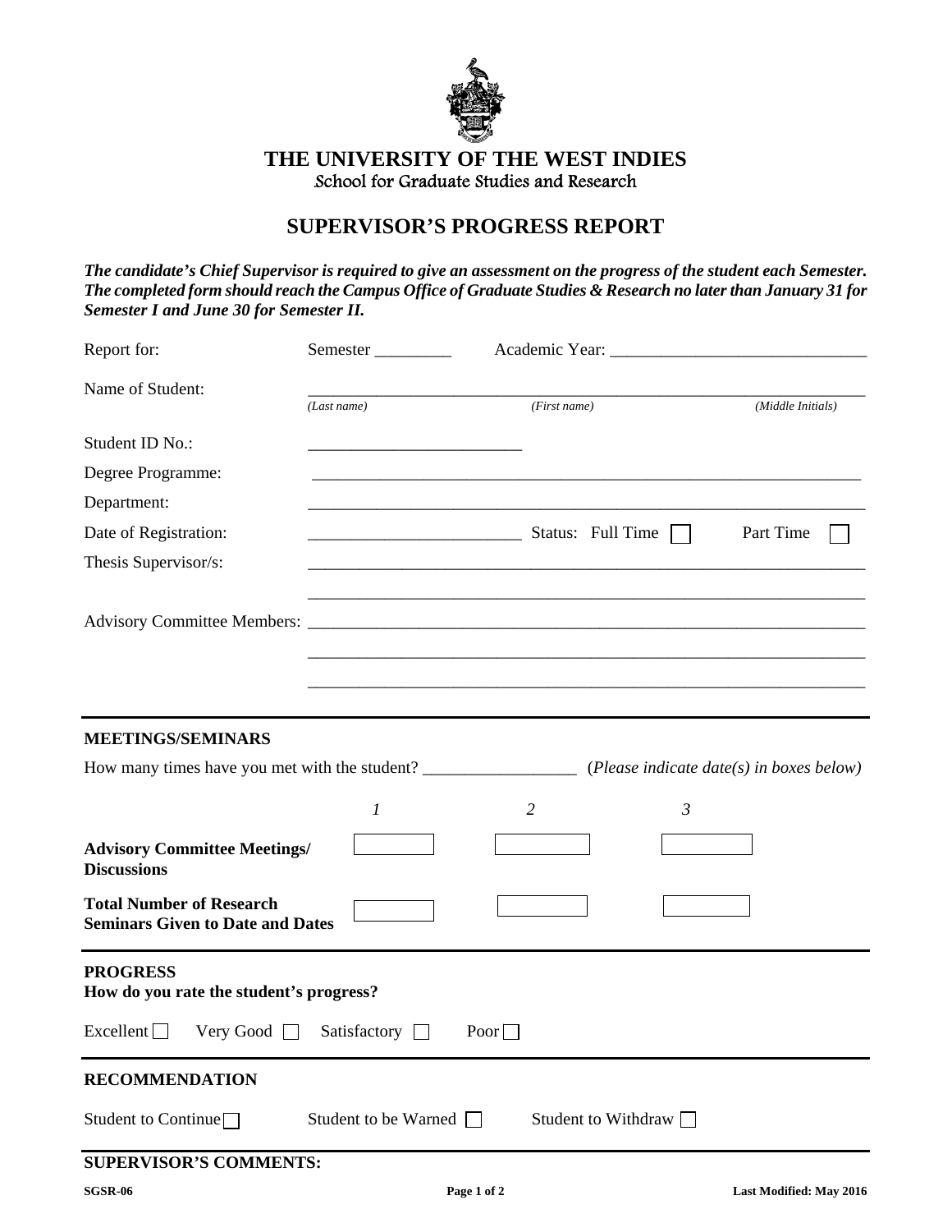# THE UNIVERSITY OF THE WEST INDIES

School for Graduate Studies and Research

## SUPERVISOR'S PROGRESS REPORT

***The candidate's Chief Supervisor is required to give an assessment on the progress of the student each Semester. The completed form should reach the Campus Office of Graduate Studies & Research no later than January 31 for Semester I and June 30 for Semester II.***

Report for: Semester _________ Academic Year: ______________________________

Name of Student: ___________________________________________________________________
*(Last name)* *(First name)* *(Middle Initials)*

Student ID No.: _________________________

Degree Programme: _________________________________________________________________

Department: _________________________________________________________________

Date of Registration: _________________________ Status: Full Time ☐ Part Time ☐

Thesis Supervisor/s: _________________________________________________________________

_________________________________________________________________

Advisory Committee Members: _________________________________________________________________

_________________________________________________________________

_________________________________________________________________

### MEETINGS/SEMINARS

How many times have you met with the student? __________________ (*Please indicate date(s) in boxes below*)

| | *1* | *2* | *3* |
|---|---|---|---|
| **Advisory Committee Meetings/ Discussions** | ☐ | ☐ | ☐ |
| **Total Number of Research Seminars Given to Date and Dates** | ☐ | ☐ | ☐ |

### PROGRESS

**How do you rate the student's progress?**

Excellent ☐ Very Good ☐ Satisfactory ☐ Poor ☐

### RECOMMENDATION

Student to Continue ☐ Student to be Warned ☐ Student to Withdraw ☐

### SUPERVISOR'S COMMENTS:

SGSR-06 Last Modified: May 2016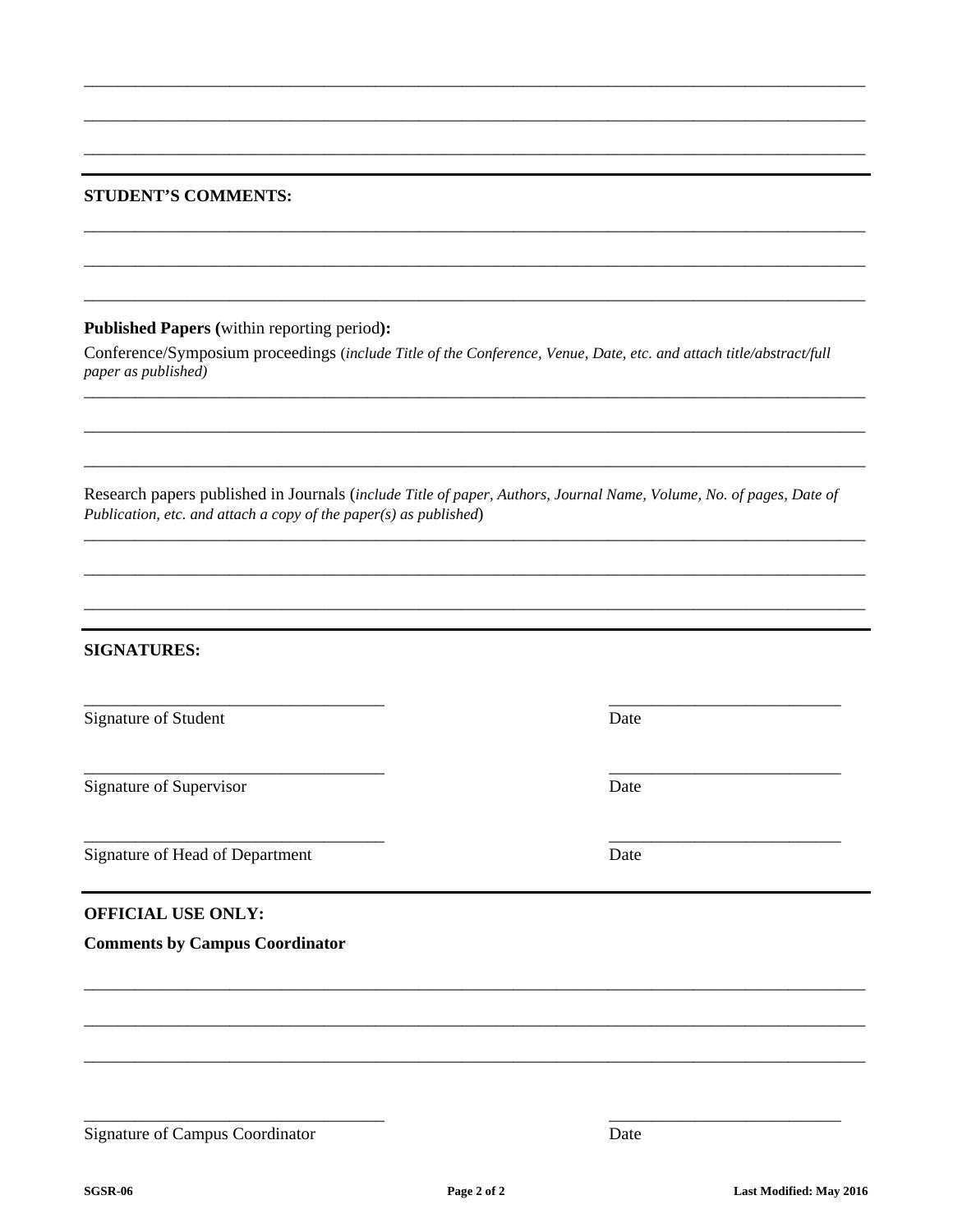______________________________________________________________________________

______________________________________________________________________________

______________________________________________________________________________

---

**STUDENT'S COMMENTS:**

______________________________________________________________________________

______________________________________________________________________________

______________________________________________________________________________

**Published Papers (**within reporting period**):**

Conference/Symposium proceedings (*include Title of the Conference, Venue, Date, etc. and attach title/abstract/full paper as published)*

______________________________________________________________________________

______________________________________________________________________________

______________________________________________________________________________

Research papers published in Journals (*include Title of paper, Authors, Journal Name, Volume, No. of pages, Date of Publication, etc. and attach a copy of the paper(s) as published*)

______________________________________________________________________________

______________________________________________________________________________

______________________________________________________________________________

---

**SIGNATURES:**

| | |
|---|---|
| ___________________________________ | ___________________________ |
| Signature of Student | Date |
| ___________________________________ | ___________________________ |
| Signature of Supervisor | Date |
| ___________________________________ | ___________________________ |
| Signature of Head of Department | Date |

---

**OFFICIAL USE ONLY:**

**Comments by Campus Coordinator**

______________________________________________________________________________

______________________________________________________________________________

______________________________________________________________________________

| | |
|---|---|
| ___________________________________ | ___________________________ |
| Signature of Campus Coordinator | Date |

**SGSR-06** **Last Modified: May 2016**